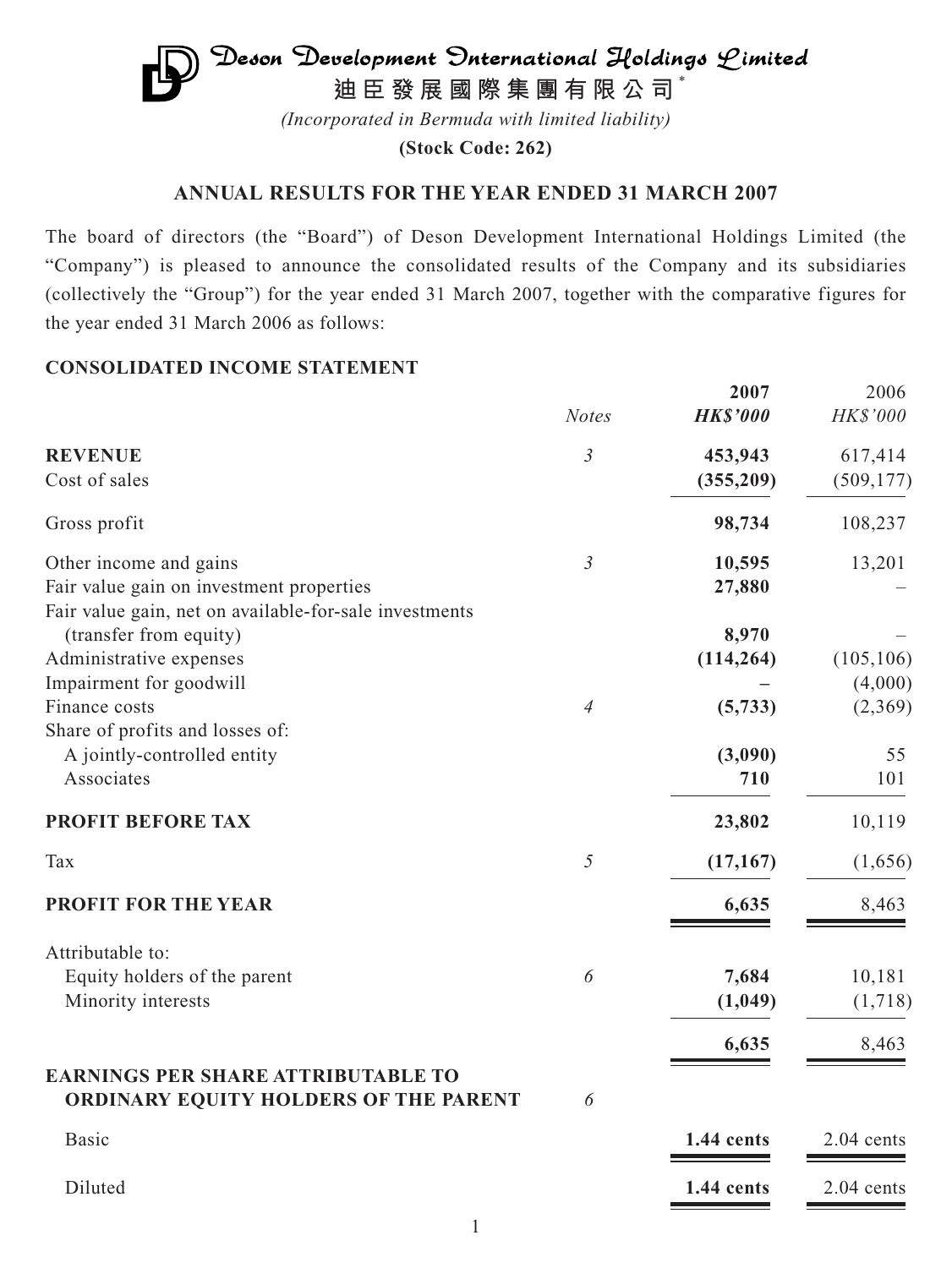# Deson Development International Holdings Limited

# 迪臣發展國際集團有限公司*

*(Incorporated in Bermuda with limited liability)*

**(Stock Code: 262)**

## ANNUAL RESULTS FOR THE YEAR ENDED 31 MARCH 2007

The board of directors (the "Board") of Deson Development International Holdings Limited (the "Company") is pleased to announce the consolidated results of the Company and its subsidiaries (collectively the "Group") for the year ended 31 March 2007, together with the comparative figures for the year ended 31 March 2006 as follows:

### CONSOLIDATED INCOME STATEMENT

| | *Notes* | **2007** **HK$'000** | 2006 HK$'000 |
|---|---|---|---|
| **REVENUE** | *3* | **453,943** | 617,414 |
| Cost of sales | | **(355,209)** | (509,177) |
| Gross profit | | **98,734** | 108,237 |
| Other income and gains | *3* | **10,595** | 13,201 |
| Fair value gain on investment properties | | **27,880** | – |
| Fair value gain, net on available-for-sale investments (transfer from equity) | | **8,970** | – |
| Administrative expenses | | **(114,264)** | (105,106) |
| Impairment for goodwill | | **–** | (4,000) |
| Finance costs | *4* | **(5,733)** | (2,369) |
| Share of profits and losses of: | | | |
| A jointly-controlled entity | | **(3,090)** | 55 |
| Associates | | **710** | 101 |
| **PROFIT BEFORE TAX** | | **23,802** | 10,119 |
| Tax | *5* | **(17,167)** | (1,656) |
| **PROFIT FOR THE YEAR** | | **6,635** | 8,463 |
| Attributable to: | | | |
| Equity holders of the parent | *6* | **7,684** | 10,181 |
| Minority interests | | **(1,049)** | (1,718) |
| | | **6,635** | 8,463 |
| **EARNINGS PER SHARE ATTRIBUTABLE TO ORDINARY EQUITY HOLDERS OF THE PARENT** | *6* | | |
| Basic | | **1.44 cents** | 2.04 cents |
| Diluted | | **1.44 cents** | 2.04 cents |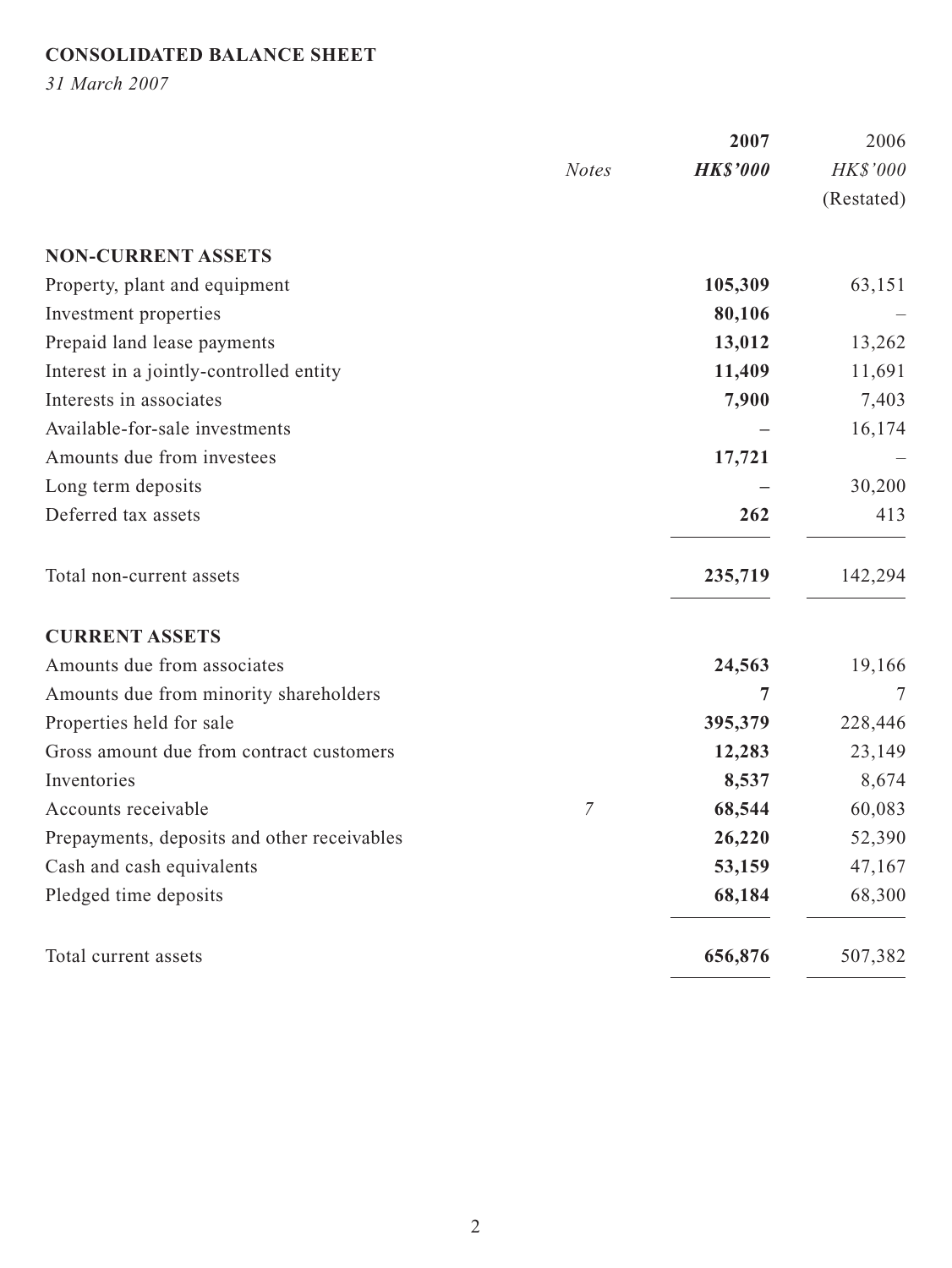# CONSOLIDATED BALANCE SHEET

*31 March 2007*

| | *Notes* | **2007** **HK$'000** | 2006 HK$'000 (Restated) |
|---|---|---|---|
| **NON-CURRENT ASSETS** | | | |
| Property, plant and equipment | | **105,309** | 63,151 |
| Investment properties | | **80,106** | – |
| Prepaid land lease payments | | **13,012** | 13,262 |
| Interest in a jointly-controlled entity | | **11,409** | 11,691 |
| Interests in associates | | **7,900** | 7,403 |
| Available-for-sale investments | | **–** | 16,174 |
| Amounts due from investees | | **17,721** | – |
| Long term deposits | | **–** | 30,200 |
| Deferred tax assets | | **262** | 413 |
| Total non-current assets | | **235,719** | 142,294 |
| **CURRENT ASSETS** | | | |
| Amounts due from associates | | **24,563** | 19,166 |
| Amounts due from minority shareholders | | **7** | 7 |
| Properties held for sale | | **395,379** | 228,446 |
| Gross amount due from contract customers | | **12,283** | 23,149 |
| Inventories | | **8,537** | 8,674 |
| Accounts receivable | *7* | **68,544** | 60,083 |
| Prepayments, deposits and other receivables | | **26,220** | 52,390 |
| Cash and cash equivalents | | **53,159** | 47,167 |
| Pledged time deposits | | **68,184** | 68,300 |
| Total current assets | | **656,876** | 507,382 |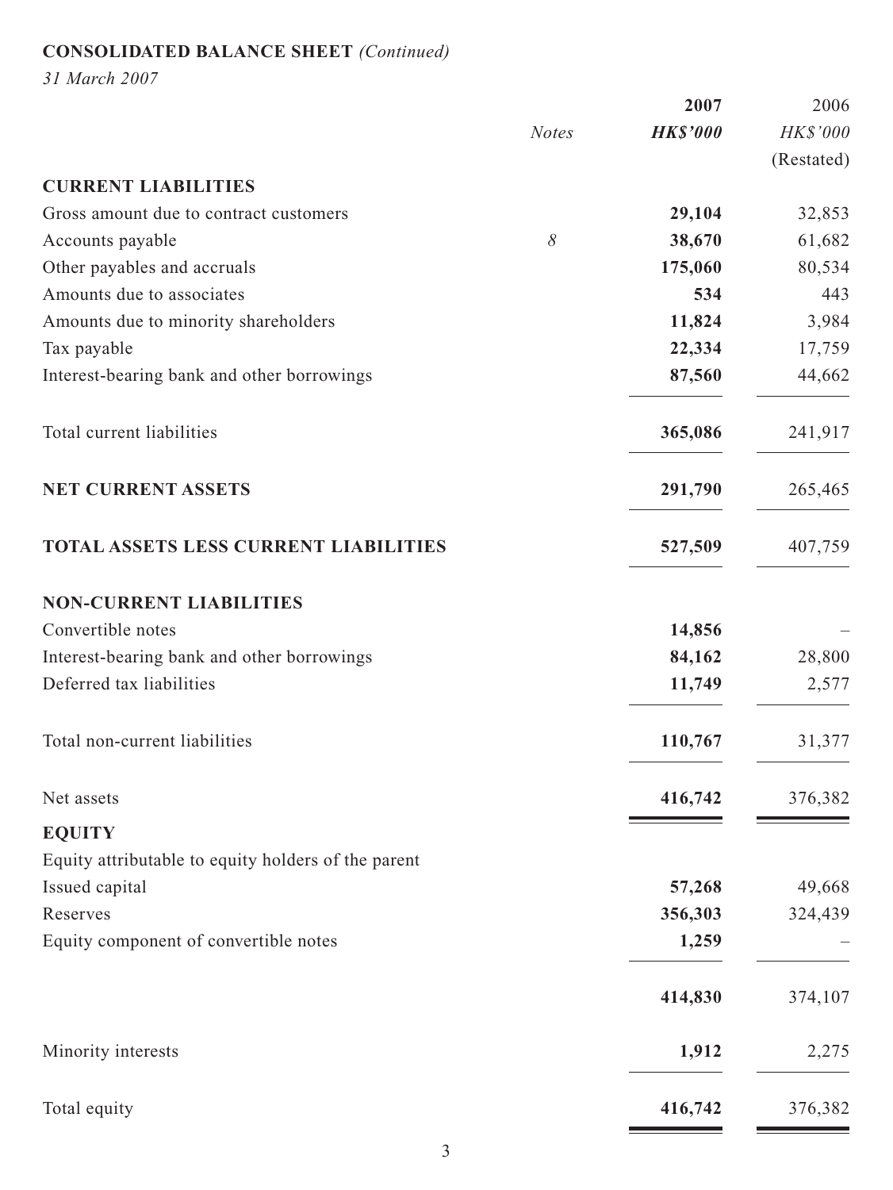**CONSOLIDATED BALANCE SHEET** *(Continued)*

*31 March 2007*

| | Notes | 2007 HK$'000 | 2006 HK$'000 (Restated) |
|---|---|---|---|
| **CURRENT LIABILITIES** | | | |
| Gross amount due to contract customers | | **29,104** | 32,853 |
| Accounts payable | 8 | **38,670** | 61,682 |
| Other payables and accruals | | **175,060** | 80,534 |
| Amounts due to associates | | **534** | 443 |
| Amounts due to minority shareholders | | **11,824** | 3,984 |
| Tax payable | | **22,334** | 17,759 |
| Interest-bearing bank and other borrowings | | **87,560** | 44,662 |
| Total current liabilities | | **365,086** | 241,917 |
| **NET CURRENT ASSETS** | | **291,790** | 265,465 |
| **TOTAL ASSETS LESS CURRENT LIABILITIES** | | **527,509** | 407,759 |
| **NON-CURRENT LIABILITIES** | | | |
| Convertible notes | | **14,856** | – |
| Interest-bearing bank and other borrowings | | **84,162** | 28,800 |
| Deferred tax liabilities | | **11,749** | 2,577 |
| Total non-current liabilities | | **110,767** | 31,377 |
| Net assets | | **416,742** | 376,382 |
| **EQUITY** | | | |
| Equity attributable to equity holders of the parent | | | |
| Issued capital | | **57,268** | 49,668 |
| Reserves | | **356,303** | 324,439 |
| Equity component of convertible notes | | **1,259** | – |
| | | **414,830** | 374,107 |
| Minority interests | | **1,912** | 2,275 |
| Total equity | | **416,742** | 376,382 |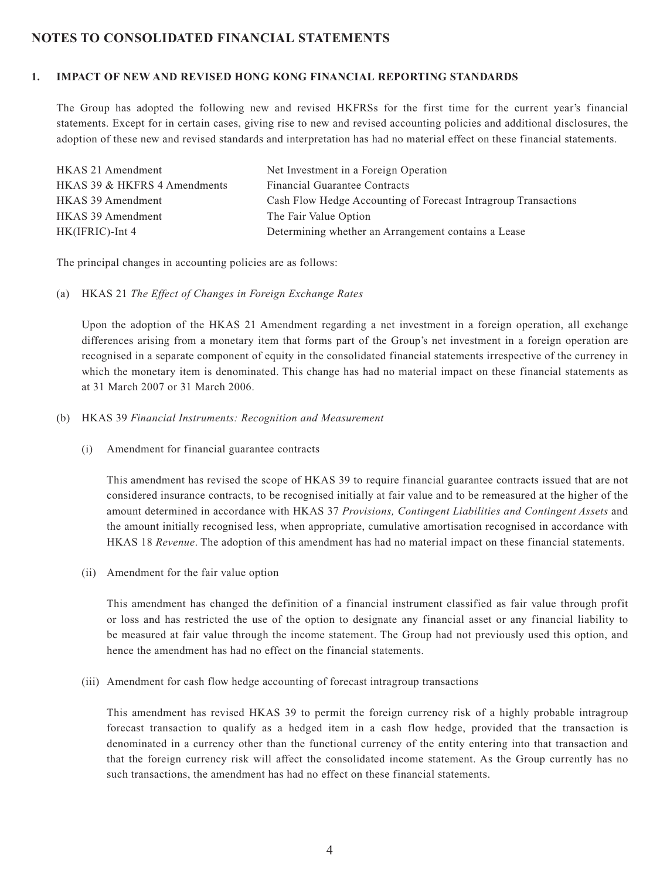## NOTES TO CONSOLIDATED FINANCIAL STATEMENTS

### 1. IMPACT OF NEW AND REVISED HONG KONG FINANCIAL REPORTING STANDARDS

The Group has adopted the following new and revised HKFRSs for the first time for the current year's financial statements. Except for in certain cases, giving rise to new and revised accounting policies and additional disclosures, the adoption of these new and revised standards and interpretation has had no material effect on these financial statements.

| | |
|---|---|
| HKAS 21 Amendment | Net Investment in a Foreign Operation |
| HKAS 39 & HKFRS 4 Amendments | Financial Guarantee Contracts |
| HKAS 39 Amendment | Cash Flow Hedge Accounting of Forecast Intragroup Transactions |
| HKAS 39 Amendment | The Fair Value Option |
| HK(IFRIC)-Int 4 | Determining whether an Arrangement contains a Lease |

The principal changes in accounting policies are as follows:

(a) HKAS 21 *The Effect of Changes in Foreign Exchange Rates*

Upon the adoption of the HKAS 21 Amendment regarding a net investment in a foreign operation, all exchange differences arising from a monetary item that forms part of the Group's net investment in a foreign operation are recognised in a separate component of equity in the consolidated financial statements irrespective of the currency in which the monetary item is denominated. This change has had no material impact on these financial statements as at 31 March 2007 or 31 March 2006.

(b) HKAS 39 *Financial Instruments: Recognition and Measurement*

(i) Amendment for financial guarantee contracts

This amendment has revised the scope of HKAS 39 to require financial guarantee contracts issued that are not considered insurance contracts, to be recognised initially at fair value and to be remeasured at the higher of the amount determined in accordance with HKAS 37 *Provisions, Contingent Liabilities and Contingent Assets* and the amount initially recognised less, when appropriate, cumulative amortisation recognised in accordance with HKAS 18 *Revenue*. The adoption of this amendment has had no material impact on these financial statements.

(ii) Amendment for the fair value option

This amendment has changed the definition of a financial instrument classified as fair value through profit or loss and has restricted the use of the option to designate any financial asset or any financial liability to be measured at fair value through the income statement. The Group had not previously used this option, and hence the amendment has had no effect on the financial statements.

(iii) Amendment for cash flow hedge accounting of forecast intragroup transactions

This amendment has revised HKAS 39 to permit the foreign currency risk of a highly probable intragroup forecast transaction to qualify as a hedged item in a cash flow hedge, provided that the transaction is denominated in a currency other than the functional currency of the entity entering into that transaction and that the foreign currency risk will affect the consolidated income statement. As the Group currently has no such transactions, the amendment has had no effect on these financial statements.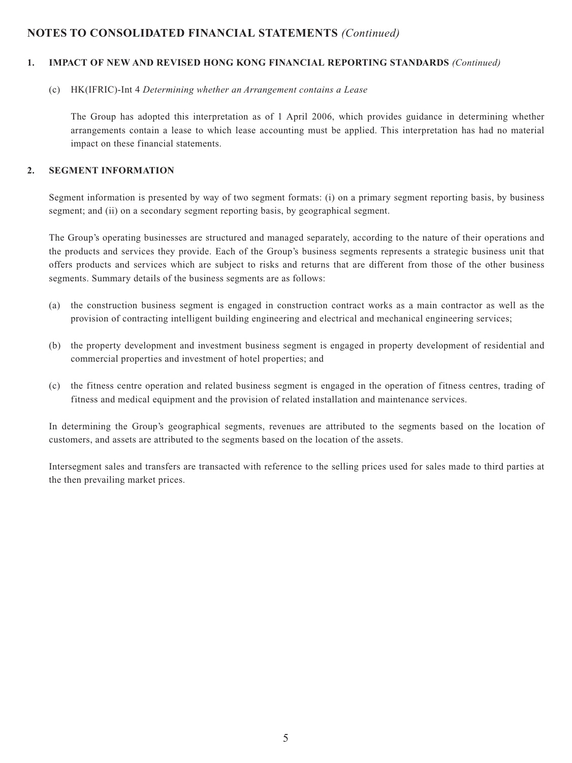## NOTES TO CONSOLIDATED FINANCIAL STATEMENTS *(Continued)*

### 1. IMPACT OF NEW AND REVISED HONG KONG FINANCIAL REPORTING STANDARDS *(Continued)*

(c) HK(IFRIC)-Int 4 *Determining whether an Arrangement contains a Lease*

The Group has adopted this interpretation as of 1 April 2006, which provides guidance in determining whether arrangements contain a lease to which lease accounting must be applied. This interpretation has had no material impact on these financial statements.

### 2. SEGMENT INFORMATION

Segment information is presented by way of two segment formats: (i) on a primary segment reporting basis, by business segment; and (ii) on a secondary segment reporting basis, by geographical segment.

The Group's operating businesses are structured and managed separately, according to the nature of their operations and the products and services they provide. Each of the Group's business segments represents a strategic business unit that offers products and services which are subject to risks and returns that are different from those of the other business segments. Summary details of the business segments are as follows:

(a) the construction business segment is engaged in construction contract works as a main contractor as well as the provision of contracting intelligent building engineering and electrical and mechanical engineering services;

(b) the property development and investment business segment is engaged in property development of residential and commercial properties and investment of hotel properties; and

(c) the fitness centre operation and related business segment is engaged in the operation of fitness centres, trading of fitness and medical equipment and the provision of related installation and maintenance services.

In determining the Group's geographical segments, revenues are attributed to the segments based on the location of customers, and assets are attributed to the segments based on the location of the assets.

Intersegment sales and transfers are transacted with reference to the selling prices used for sales made to third parties at the then prevailing market prices.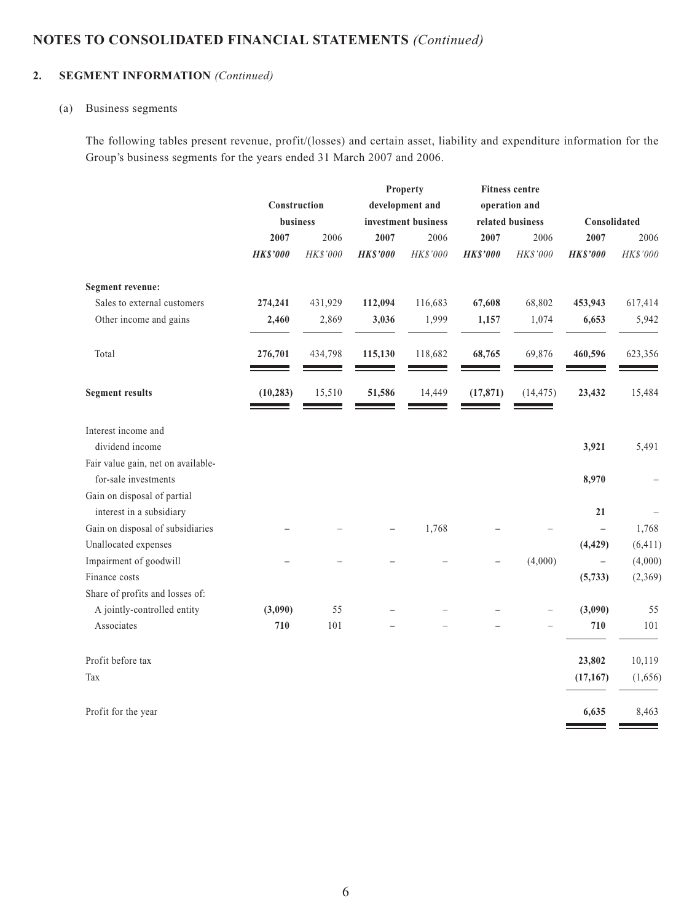## NOTES TO CONSOLIDATED FINANCIAL STATEMENTS *(Continued)*

### 2. SEGMENT INFORMATION *(Continued)*

(a) Business segments

The following tables present revenue, profit/(losses) and certain asset, liability and expenditure information for the Group's business segments for the years ended 31 March 2007 and 2006.

| | Construction business | | Property development and investment business | | Fitness centre operation and related business | | Consolidated | |
|---|---|---|---|---|---|---|---|---|
| | **2007** | 2006 | **2007** | 2006 | **2007** | 2006 | **2007** | 2006 |
| | ***HK$'000*** | *HK$'000* | ***HK$'000*** | *HK$'000* | ***HK$'000*** | *HK$'000* | ***HK$'000*** | *HK$'000* |
| **Segment revenue:** | | | | | | | | |
| Sales to external customers | **274,241** | 431,929 | **112,094** | 116,683 | **67,608** | 68,802 | **453,943** | 617,414 |
| Other income and gains | **2,460** | 2,869 | **3,036** | 1,999 | **1,157** | 1,074 | **6,653** | 5,942 |
| Total | **276,701** | 434,798 | **115,130** | 118,682 | **68,765** | 69,876 | **460,596** | 623,356 |
| **Segment results** | **(10,283)** | 15,510 | **51,586** | 14,449 | **(17,871)** | (14,475) | **23,432** | 15,484 |
| Interest income and dividend income | | | | | | | **3,921** | 5,491 |
| Fair value gain, net on available-for-sale investments | | | | | | | **8,970** | – |
| Gain on disposal of partial interest in a subsidiary | | | | | | | **21** | – |
| Gain on disposal of subsidiaries | **–** | – | **–** | 1,768 | **–** | – | **–** | 1,768 |
| Unallocated expenses | | | | | | | **(4,429)** | (6,411) |
| Impairment of goodwill | **–** | – | **–** | – | **–** | (4,000) | **–** | (4,000) |
| Finance costs | | | | | | | **(5,733)** | (2,369) |
| Share of profits and losses of: | | | | | | | | |
| A jointly-controlled entity | **(3,090)** | 55 | **–** | – | **–** | – | **(3,090)** | 55 |
| Associates | **710** | 101 | **–** | – | **–** | – | **710** | 101 |
| Profit before tax | | | | | | | **23,802** | 10,119 |
| Tax | | | | | | | **(17,167)** | (1,656) |
| Profit for the year | | | | | | | **6,635** | 8,463 |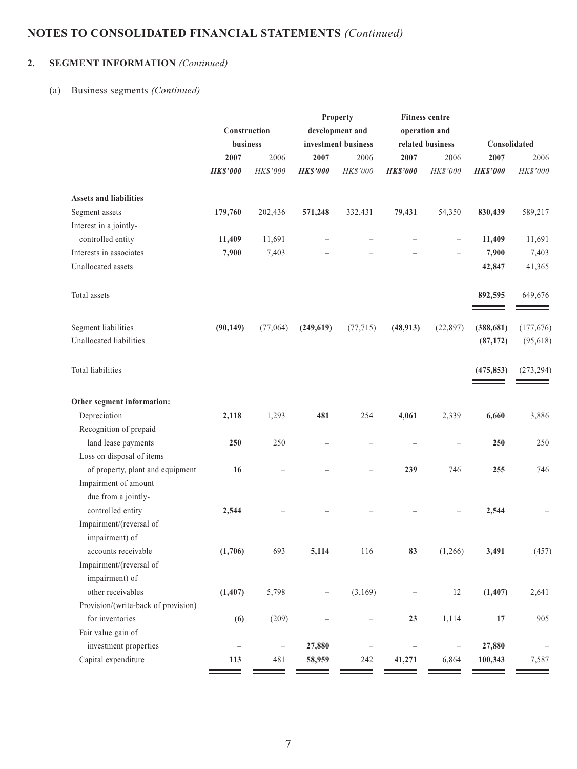# NOTES TO CONSOLIDATED FINANCIAL STATEMENTS *(Continued)*

## 2. SEGMENT INFORMATION *(Continued)*

### (a) Business segments *(Continued)*

| | Construction business | | Property development and investment business | | Fitness centre operation and related business | | Consolidated | |
|---|---|---|---|---|---|---|---|---|
| | **2007** | 2006 | **2007** | 2006 | **2007** | 2006 | **2007** | 2006 |
| | ***HK$'000*** | *HK$'000* | ***HK$'000*** | *HK$'000* | ***HK$'000*** | *HK$'000* | ***HK$'000*** | *HK$'000* |
| **Assets and liabilities** | | | | | | | | |
| Segment assets | **179,760** | 202,436 | **571,248** | 332,431 | **79,431** | 54,350 | **830,439** | 589,217 |
| Interest in a jointly-controlled entity | **11,409** | 11,691 | **–** | – | **–** | – | **11,409** | 11,691 |
| Interests in associates | **7,900** | 7,403 | **–** | – | **–** | – | **7,900** | 7,403 |
| Unallocated assets | | | | | | | **42,847** | 41,365 |
| Total assets | | | | | | | **892,595** | 649,676 |
| Segment liabilities | **(90,149)** | (77,064) | **(249,619)** | (77,715) | **(48,913)** | (22,897) | **(388,681)** | (177,676) |
| Unallocated liabilities | | | | | | | **(87,172)** | (95,618) |
| Total liabilities | | | | | | | **(475,853)** | (273,294) |
| **Other segment information:** | | | | | | | | |
| Depreciation | **2,118** | 1,293 | **481** | 254 | **4,061** | 2,339 | **6,660** | 3,886 |
| Recognition of prepaid land lease payments | **250** | 250 | **–** | – | **–** | – | **250** | 250 |
| Loss on disposal of items of property, plant and equipment | **16** | – | **–** | – | **239** | 746 | **255** | 746 |
| Impairment of amount due from a jointly-controlled entity | **2,544** | – | **–** | – | **–** | – | **2,544** | – |
| Impairment/(reversal of impairment) of accounts receivable | **(1,706)** | 693 | **5,114** | 116 | **83** | (1,266) | **3,491** | (457) |
| Impairment/(reversal of impairment) of other receivables | **(1,407)** | 5,798 | **–** | (3,169) | **–** | 12 | **(1,407)** | 2,641 |
| Provision/(write-back of provision) for inventories | **(6)** | (209) | **–** | – | **23** | 1,114 | **17** | 905 |
| Fair value gain of investment properties | **–** | – | **27,880** | – | **–** | – | **27,880** | – |
| Capital expenditure | **113** | 481 | **58,959** | 242 | **41,271** | 6,864 | **100,343** | 7,587 |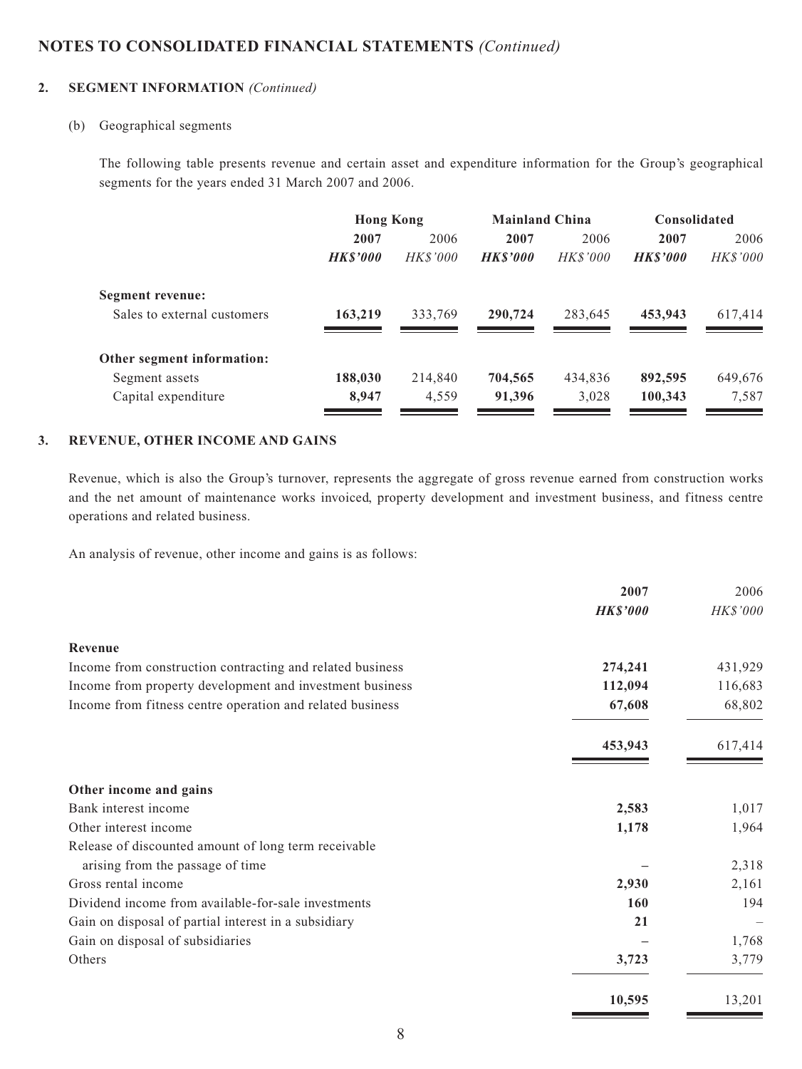## NOTES TO CONSOLIDATED FINANCIAL STATEMENTS *(Continued)*

### 2. SEGMENT INFORMATION *(Continued)*

(b) Geographical segments

The following table presents revenue and certain asset and expenditure information for the Group's geographical segments for the years ended 31 March 2007 and 2006.

| | Hong Kong | | Mainland China | | Consolidated | |
|---|---|---|---|---|---|---|
| | **2007** | 2006 | **2007** | 2006 | **2007** | 2006 |
| | ***HK$'000*** | *HK$'000* | ***HK$'000*** | *HK$'000* | ***HK$'000*** | *HK$'000* |
| **Segment revenue:** | | | | | | |
| Sales to external customers | **163,219** | 333,769 | **290,724** | 283,645 | **453,943** | 617,414 |
| **Other segment information:** | | | | | | |
| Segment assets | **188,030** | 214,840 | **704,565** | 434,836 | **892,595** | 649,676 |
| Capital expenditure | **8,947** | 4,559 | **91,396** | 3,028 | **100,343** | 7,587 |

### 3. REVENUE, OTHER INCOME AND GAINS

Revenue, which is also the Group's turnover, represents the aggregate of gross revenue earned from construction works and the net amount of maintenance works invoiced, property development and investment business, and fitness centre operations and related business.

An analysis of revenue, other income and gains is as follows:

| | **2007** | 2006 |
|---|---|---|
| | ***HK$'000*** | *HK$'000* |
| **Revenue** | | |
| Income from construction contracting and related business | **274,241** | 431,929 |
| Income from property development and investment business | **112,094** | 116,683 |
| Income from fitness centre operation and related business | **67,608** | 68,802 |
| | **453,943** | 617,414 |
| **Other income and gains** | | |
| Bank interest income | **2,583** | 1,017 |
| Other interest income | **1,178** | 1,964 |
| Release of discounted amount of long term receivable arising from the passage of time | **–** | 2,318 |
| Gross rental income | **2,930** | 2,161 |
| Dividend income from available-for-sale investments | **160** | 194 |
| Gain on disposal of partial interest in a subsidiary | **21** | – |
| Gain on disposal of subsidiaries | **–** | 1,768 |
| Others | **3,723** | 3,779 |
| | **10,595** | 13,201 |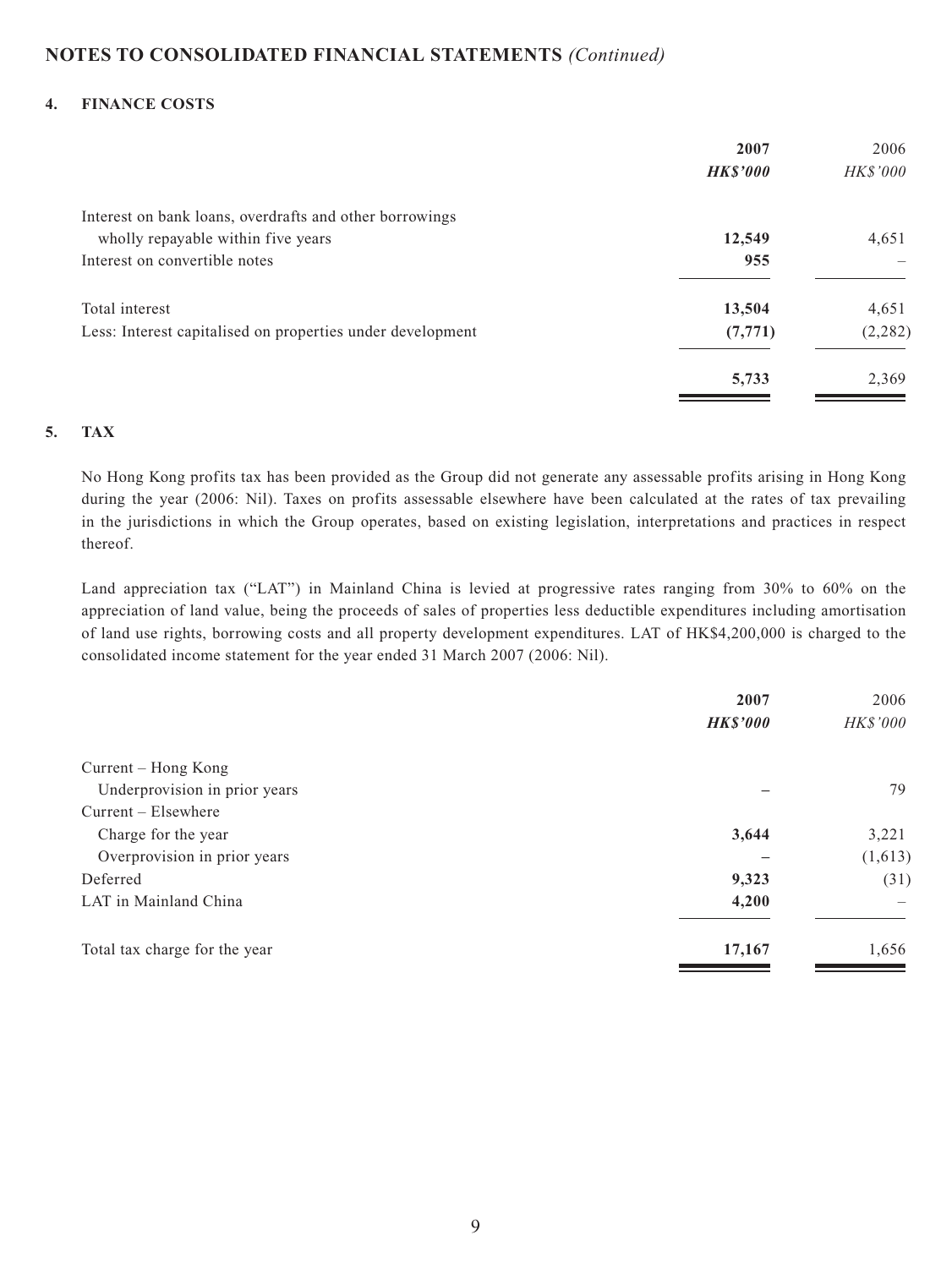## NOTES TO CONSOLIDATED FINANCIAL STATEMENTS *(Continued)*

### 4. FINANCE COSTS

| | **2007** | 2006 |
|---|---|---|
| | ***HK$'000*** | *HK$'000* |
| Interest on bank loans, overdrafts and other borrowings wholly repayable within five years | **12,549** | 4,651 |
| Interest on convertible notes | **955** | – |
| Total interest | **13,504** | 4,651 |
| Less: Interest capitalised on properties under development | **(7,771)** | (2,282) |
| | **5,733** | 2,369 |

### 5. TAX

No Hong Kong profits tax has been provided as the Group did not generate any assessable profits arising in Hong Kong during the year (2006: Nil). Taxes on profits assessable elsewhere have been calculated at the rates of tax prevailing in the jurisdictions in which the Group operates, based on existing legislation, interpretations and practices in respect thereof.

Land appreciation tax ("LAT") in Mainland China is levied at progressive rates ranging from 30% to 60% on the appreciation of land value, being the proceeds of sales of properties less deductible expenditures including amortisation of land use rights, borrowing costs and all property development expenditures. LAT of HK$4,200,000 is charged to the consolidated income statement for the year ended 31 March 2007 (2006: Nil).

| | **2007** | 2006 |
|---|---|---|
| | ***HK$'000*** | *HK$'000* |
| Current – Hong Kong | | |
| Underprovision in prior years | **–** | 79 |
| Current – Elsewhere | | |
| Charge for the year | **3,644** | 3,221 |
| Overprovision in prior years | **–** | (1,613) |
| Deferred | **9,323** | (31) |
| LAT in Mainland China | **4,200** | – |
| Total tax charge for the year | **17,167** | 1,656 |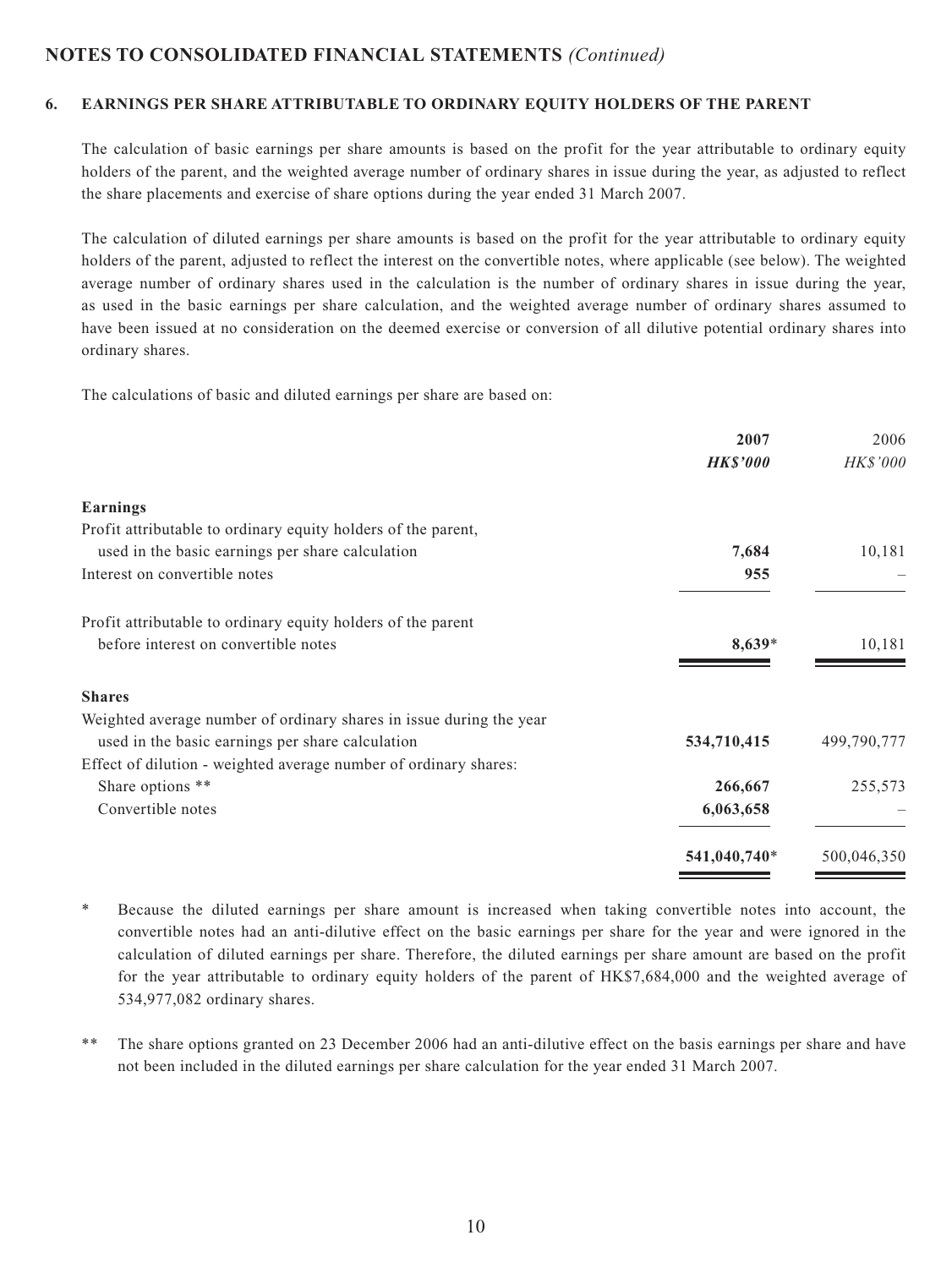## NOTES TO CONSOLIDATED FINANCIAL STATEMENTS *(Continued)*

### 6. EARNINGS PER SHARE ATTRIBUTABLE TO ORDINARY EQUITY HOLDERS OF THE PARENT

The calculation of basic earnings per share amounts is based on the profit for the year attributable to ordinary equity holders of the parent, and the weighted average number of ordinary shares in issue during the year, as adjusted to reflect the share placements and exercise of share options during the year ended 31 March 2007.

The calculation of diluted earnings per share amounts is based on the profit for the year attributable to ordinary equity holders of the parent, adjusted to reflect the interest on the convertible notes, where applicable (see below). The weighted average number of ordinary shares used in the calculation is the number of ordinary shares in issue during the year, as used in the basic earnings per share calculation, and the weighted average number of ordinary shares assumed to have been issued at no consideration on the deemed exercise or conversion of all dilutive potential ordinary shares into ordinary shares.

The calculations of basic and diluted earnings per share are based on:

| | **2007** | 2006 |
|---|---|---|
| | ***HK$'000*** | *HK$'000* |
| **Earnings** | | |
| Profit attributable to ordinary equity holders of the parent, used in the basic earnings per share calculation | **7,684** | 10,181 |
| Interest on convertible notes | **955** | – |
| Profit attributable to ordinary equity holders of the parent before interest on convertible notes | **8,639**\* | 10,181 |
| **Shares** | | |
| Weighted average number of ordinary shares in issue during the year used in the basic earnings per share calculation | **534,710,415** | 499,790,777 |
| Effect of dilution - weighted average number of ordinary shares: | | |
| Share options ** | **266,667** | 255,573 |
| Convertible notes | **6,063,658** | – |
| | **541,040,740**\* | 500,046,350 |

\* Because the diluted earnings per share amount is increased when taking convertible notes into account, the convertible notes had an anti-dilutive effect on the basic earnings per share for the year and were ignored in the calculation of diluted earnings per share. Therefore, the diluted earnings per share amount are based on the profit for the year attributable to ordinary equity holders of the parent of HK$7,684,000 and the weighted average of 534,977,082 ordinary shares.

\*\* The share options granted on 23 December 2006 had an anti-dilutive effect on the basis earnings per share and have not been included in the diluted earnings per share calculation for the year ended 31 March 2007.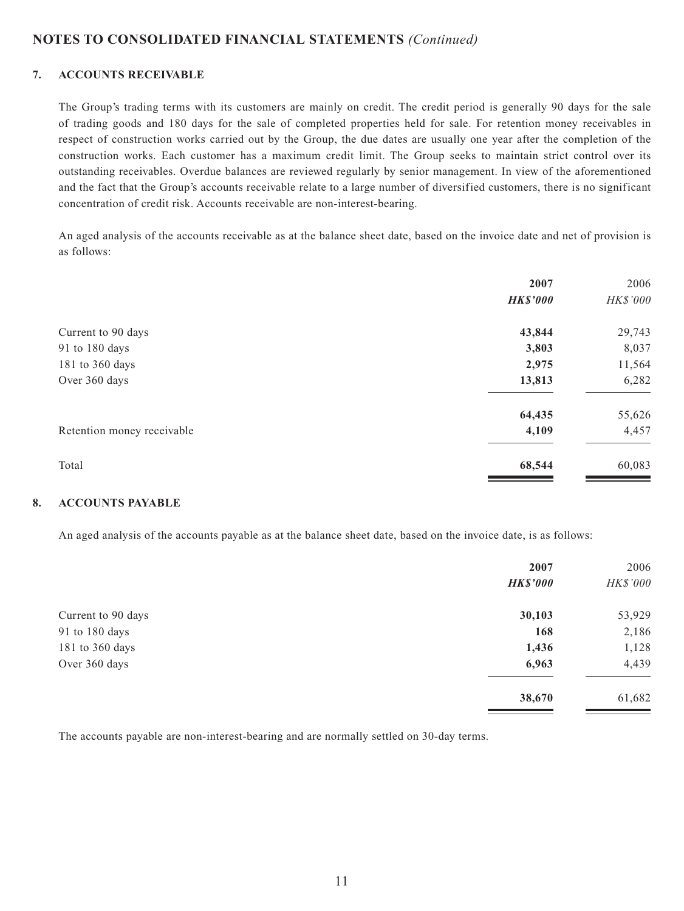## NOTES TO CONSOLIDATED FINANCIAL STATEMENTS *(Continued)*

### 7. ACCOUNTS RECEIVABLE

The Group's trading terms with its customers are mainly on credit. The credit period is generally 90 days for the sale of trading goods and 180 days for the sale of completed properties held for sale. For retention money receivables in respect of construction works carried out by the Group, the due dates are usually one year after the completion of the construction works. Each customer has a maximum credit limit. The Group seeks to maintain strict control over its outstanding receivables. Overdue balances are reviewed regularly by senior management. In view of the aforementioned and the fact that the Group's accounts receivable relate to a large number of diversified customers, there is no significant concentration of credit risk. Accounts receivable are non-interest-bearing.

An aged analysis of the accounts receivable as at the balance sheet date, based on the invoice date and net of provision is as follows:

| | **2007** | 2006 |
|---|---|---|
| | ***HK$'000*** | *HK$'000* |
| Current to 90 days | **43,844** | 29,743 |
| 91 to 180 days | **3,803** | 8,037 |
| 181 to 360 days | **2,975** | 11,564 |
| Over 360 days | **13,813** | 6,282 |
| | **64,435** | 55,626 |
| Retention money receivable | **4,109** | 4,457 |
| Total | **68,544** | 60,083 |

### 8. ACCOUNTS PAYABLE

An aged analysis of the accounts payable as at the balance sheet date, based on the invoice date, is as follows:

| | **2007** | 2006 |
|---|---|---|
| | ***HK$'000*** | *HK$'000* |
| Current to 90 days | **30,103** | 53,929 |
| 91 to 180 days | **168** | 2,186 |
| 181 to 360 days | **1,436** | 1,128 |
| Over 360 days | **6,963** | 4,439 |
| | **38,670** | 61,682 |

The accounts payable are non-interest-bearing and are normally settled on 30-day terms.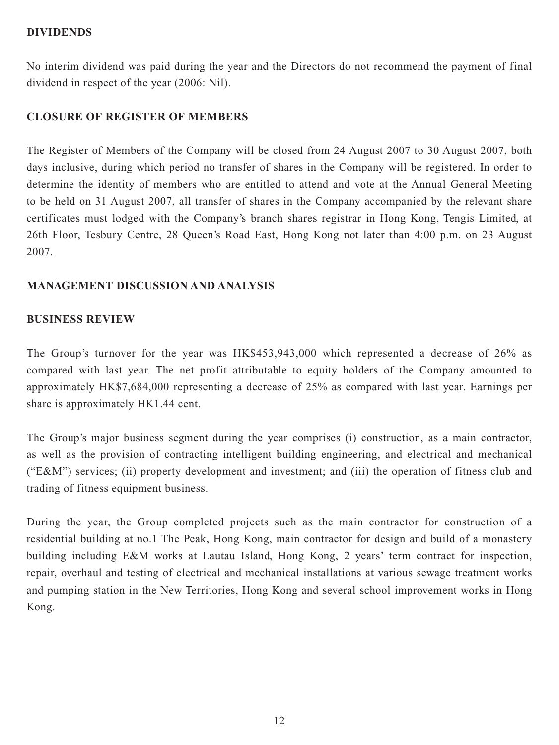## DIVIDENDS

No interim dividend was paid during the year and the Directors do not recommend the payment of final dividend in respect of the year (2006: Nil).

## CLOSURE OF REGISTER OF MEMBERS

The Register of Members of the Company will be closed from 24 August 2007 to 30 August 2007, both days inclusive, during which period no transfer of shares in the Company will be registered. In order to determine the identity of members who are entitled to attend and vote at the Annual General Meeting to be held on 31 August 2007, all transfer of shares in the Company accompanied by the relevant share certificates must lodged with the Company's branch shares registrar in Hong Kong, Tengis Limited, at 26th Floor, Tesbury Centre, 28 Queen's Road East, Hong Kong not later than 4:00 p.m. on 23 August 2007.

## MANAGEMENT DISCUSSION AND ANALYSIS

## BUSINESS REVIEW

The Group's turnover for the year was HK$453,943,000 which represented a decrease of 26% as compared with last year. The net profit attributable to equity holders of the Company amounted to approximately HK$7,684,000 representing a decrease of 25% as compared with last year. Earnings per share is approximately HK1.44 cent.

The Group's major business segment during the year comprises (i) construction, as a main contractor, as well as the provision of contracting intelligent building engineering, and electrical and mechanical ("E&M") services; (ii) property development and investment; and (iii) the operation of fitness club and trading of fitness equipment business.

During the year, the Group completed projects such as the main contractor for construction of a residential building at no.1 The Peak, Hong Kong, main contractor for design and build of a monastery building including E&M works at Lautau Island, Hong Kong, 2 years' term contract for inspection, repair, overhaul and testing of electrical and mechanical installations at various sewage treatment works and pumping station in the New Territories, Hong Kong and several school improvement works in Hong Kong.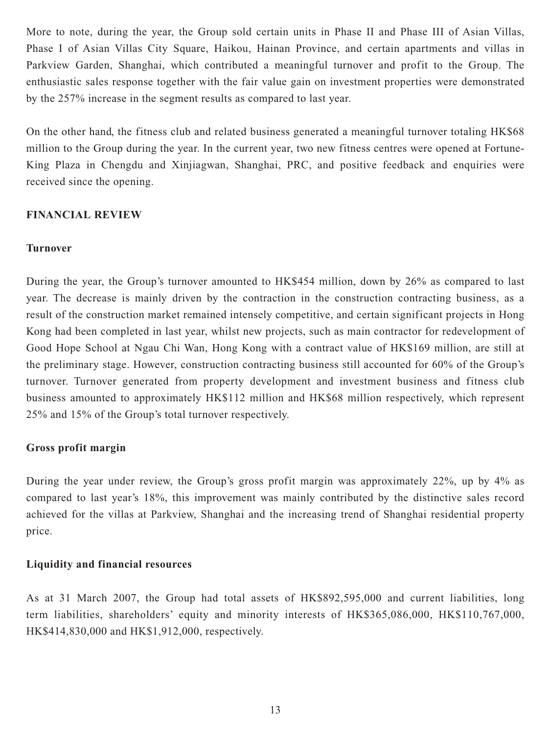More to note, during the year, the Group sold certain units in Phase II and Phase III of Asian Villas, Phase I of Asian Villas City Square, Haikou, Hainan Province, and certain apartments and villas in Parkview Garden, Shanghai, which contributed a meaningful turnover and profit to the Group. The enthusiastic sales response together with the fair value gain on investment properties were demonstrated by the 257% increase in the segment results as compared to last year.

On the other hand, the fitness club and related business generated a meaningful turnover totaling HK$68 million to the Group during the year. In the current year, two new fitness centres were opened at Fortune-King Plaza in Chengdu and Xinjiagwan, Shanghai, PRC, and positive feedback and enquiries were received since the opening.

## FINANCIAL REVIEW

### Turnover

During the year, the Group's turnover amounted to HK$454 million, down by 26% as compared to last year. The decrease is mainly driven by the contraction in the construction contracting business, as a result of the construction market remained intensely competitive, and certain significant projects in Hong Kong had been completed in last year, whilst new projects, such as main contractor for redevelopment of Good Hope School at Ngau Chi Wan, Hong Kong with a contract value of HK$169 million, are still at the preliminary stage. However, construction contracting business still accounted for 60% of the Group's turnover. Turnover generated from property development and investment business and fitness club business amounted to approximately HK$112 million and HK$68 million respectively, which represent 25% and 15% of the Group's total turnover respectively.

### Gross profit margin

During the year under review, the Group's gross profit margin was approximately 22%, up by 4% as compared to last year's 18%, this improvement was mainly contributed by the distinctive sales record achieved for the villas at Parkview, Shanghai and the increasing trend of Shanghai residential property price.

### Liquidity and financial resources

As at 31 March 2007, the Group had total assets of HK$892,595,000 and current liabilities, long term liabilities, shareholders' equity and minority interests of HK$365,086,000, HK$110,767,000, HK$414,830,000 and HK$1,912,000, respectively.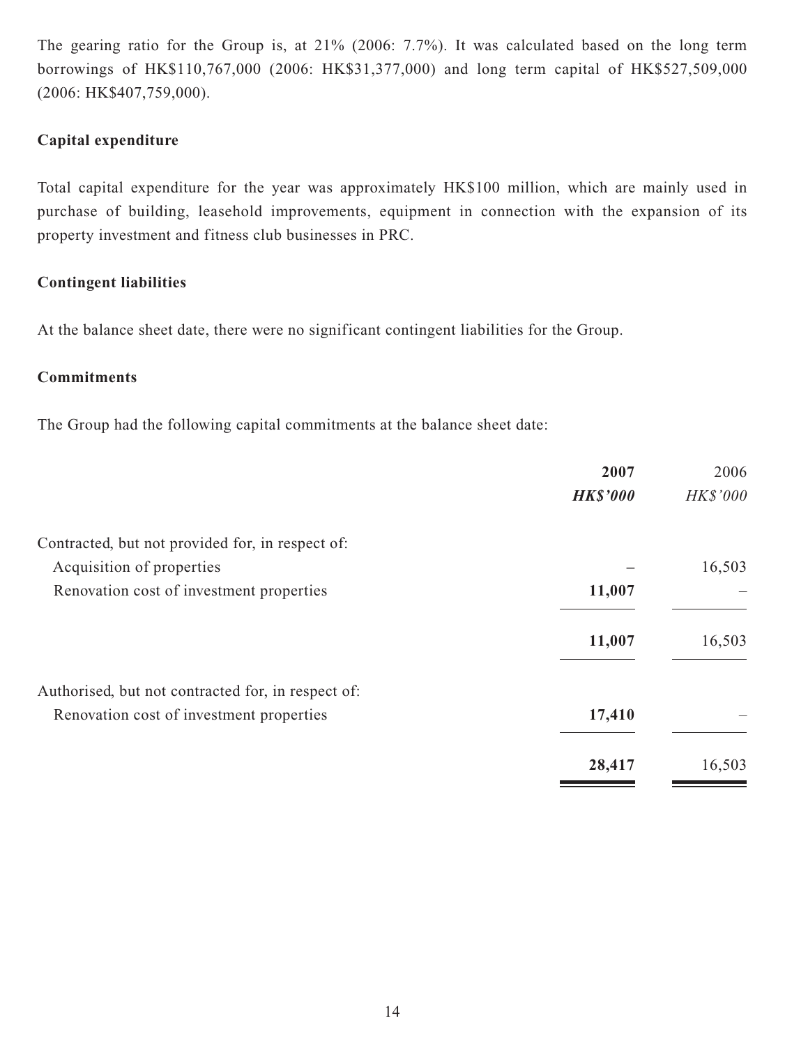The gearing ratio for the Group is, at 21% (2006: 7.7%). It was calculated based on the long term borrowings of HK$110,767,000 (2006: HK$31,377,000) and long term capital of HK$527,509,000 (2006: HK$407,759,000).

### Capital expenditure

Total capital expenditure for the year was approximately HK$100 million, which are mainly used in purchase of building, leasehold improvements, equipment in connection with the expansion of its property investment and fitness club businesses in PRC.

### Contingent liabilities

At the balance sheet date, there were no significant contingent liabilities for the Group.

### Commitments

The Group had the following capital commitments at the balance sheet date:

| | **2007** | 2006 |
|---|---|---|
| | ***HK$'000*** | *HK$'000* |
| Contracted, but not provided for, in respect of: | | |
| Acquisition of properties | **–** | 16,503 |
| Renovation cost of investment properties | **11,007** | – |
| | **11,007** | 16,503 |
| Authorised, but not contracted for, in respect of: | | |
| Renovation cost of investment properties | **17,410** | – |
| | **28,417** | 16,503 |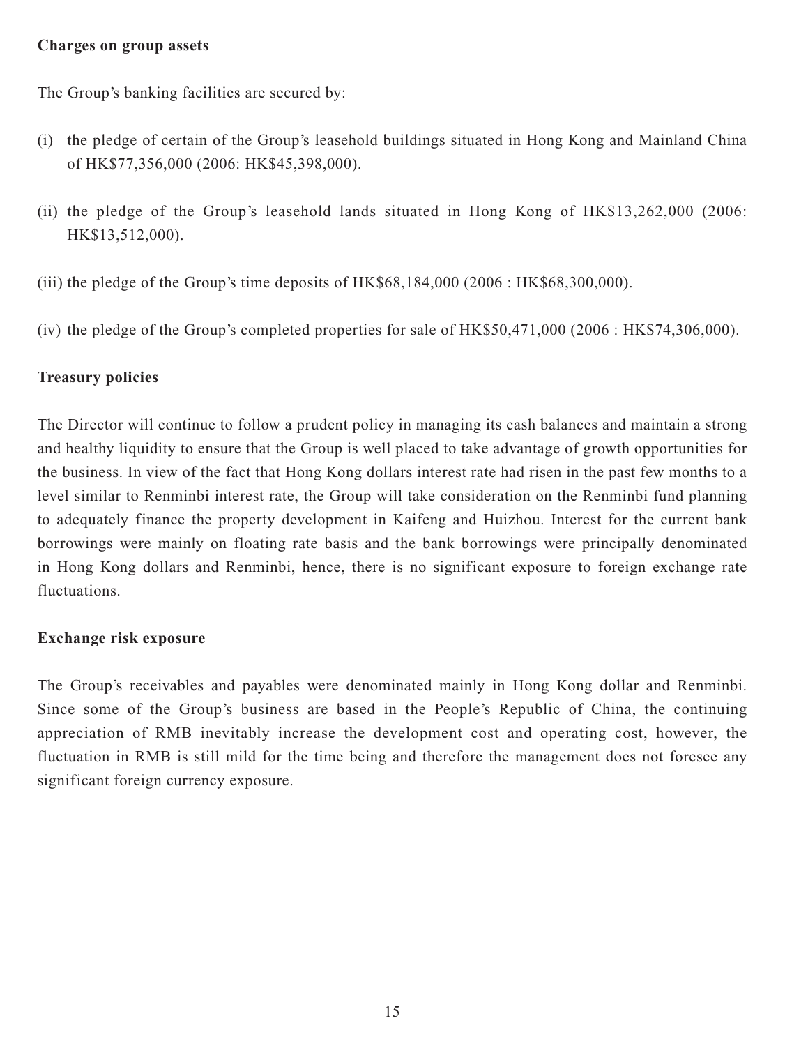**Charges on group assets**

The Group's banking facilities are secured by:

(i) the pledge of certain of the Group's leasehold buildings situated in Hong Kong and Mainland China of HK$77,356,000 (2006: HK$45,398,000).

(ii) the pledge of the Group's leasehold lands situated in Hong Kong of HK$13,262,000 (2006: HK$13,512,000).

(iii) the pledge of the Group's time deposits of HK$68,184,000 (2006 : HK$68,300,000).

(iv) the pledge of the Group's completed properties for sale of HK$50,471,000 (2006 : HK$74,306,000).

**Treasury policies**

The Director will continue to follow a prudent policy in managing its cash balances and maintain a strong and healthy liquidity to ensure that the Group is well placed to take advantage of growth opportunities for the business. In view of the fact that Hong Kong dollars interest rate had risen in the past few months to a level similar to Renminbi interest rate, the Group will take consideration on the Renminbi fund planning to adequately finance the property development in Kaifeng and Huizhou. Interest for the current bank borrowings were mainly on floating rate basis and the bank borrowings were principally denominated in Hong Kong dollars and Renminbi, hence, there is no significant exposure to foreign exchange rate fluctuations.

**Exchange risk exposure**

The Group's receivables and payables were denominated mainly in Hong Kong dollar and Renminbi. Since some of the Group's business are based in the People's Republic of China, the continuing appreciation of RMB inevitably increase the development cost and operating cost, however, the fluctuation in RMB is still mild for the time being and therefore the management does not foresee any significant foreign currency exposure.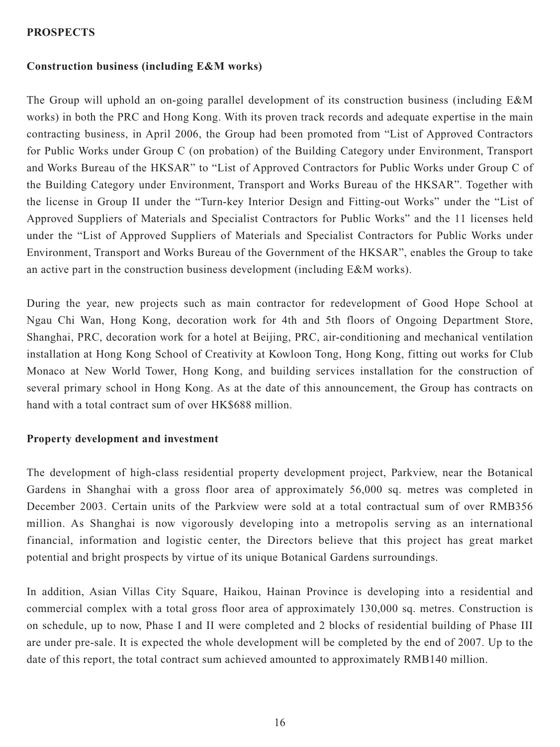## PROSPECTS

### Construction business (including E&M works)

The Group will uphold an on-going parallel development of its construction business (including E&M works) in both the PRC and Hong Kong. With its proven track records and adequate expertise in the main contracting business, in April 2006, the Group had been promoted from "List of Approved Contractors for Public Works under Group C (on probation) of the Building Category under Environment, Transport and Works Bureau of the HKSAR" to "List of Approved Contractors for Public Works under Group C of the Building Category under Environment, Transport and Works Bureau of the HKSAR". Together with the license in Group II under the "Turn-key Interior Design and Fitting-out Works" under the "List of Approved Suppliers of Materials and Specialist Contractors for Public Works" and the 11 licenses held under the "List of Approved Suppliers of Materials and Specialist Contractors for Public Works under Environment, Transport and Works Bureau of the Government of the HKSAR", enables the Group to take an active part in the construction business development (including E&M works).

During the year, new projects such as main contractor for redevelopment of Good Hope School at Ngau Chi Wan, Hong Kong, decoration work for 4th and 5th floors of Ongoing Department Store, Shanghai, PRC, decoration work for a hotel at Beijing, PRC, air-conditioning and mechanical ventilation installation at Hong Kong School of Creativity at Kowloon Tong, Hong Kong, fitting out works for Club Monaco at New World Tower, Hong Kong, and building services installation for the construction of several primary school in Hong Kong. As at the date of this announcement, the Group has contracts on hand with a total contract sum of over HK$688 million.

### Property development and investment

The development of high-class residential property development project, Parkview, near the Botanical Gardens in Shanghai with a gross floor area of approximately 56,000 sq. metres was completed in December 2003. Certain units of the Parkview were sold at a total contractual sum of over RMB356 million. As Shanghai is now vigorously developing into a metropolis serving as an international financial, information and logistic center, the Directors believe that this project has great market potential and bright prospects by virtue of its unique Botanical Gardens surroundings.

In addition, Asian Villas City Square, Haikou, Hainan Province is developing into a residential and commercial complex with a total gross floor area of approximately 130,000 sq. metres. Construction is on schedule, up to now, Phase I and II were completed and 2 blocks of residential building of Phase III are under pre-sale. It is expected the whole development will be completed by the end of 2007. Up to the date of this report, the total contract sum achieved amounted to approximately RMB140 million.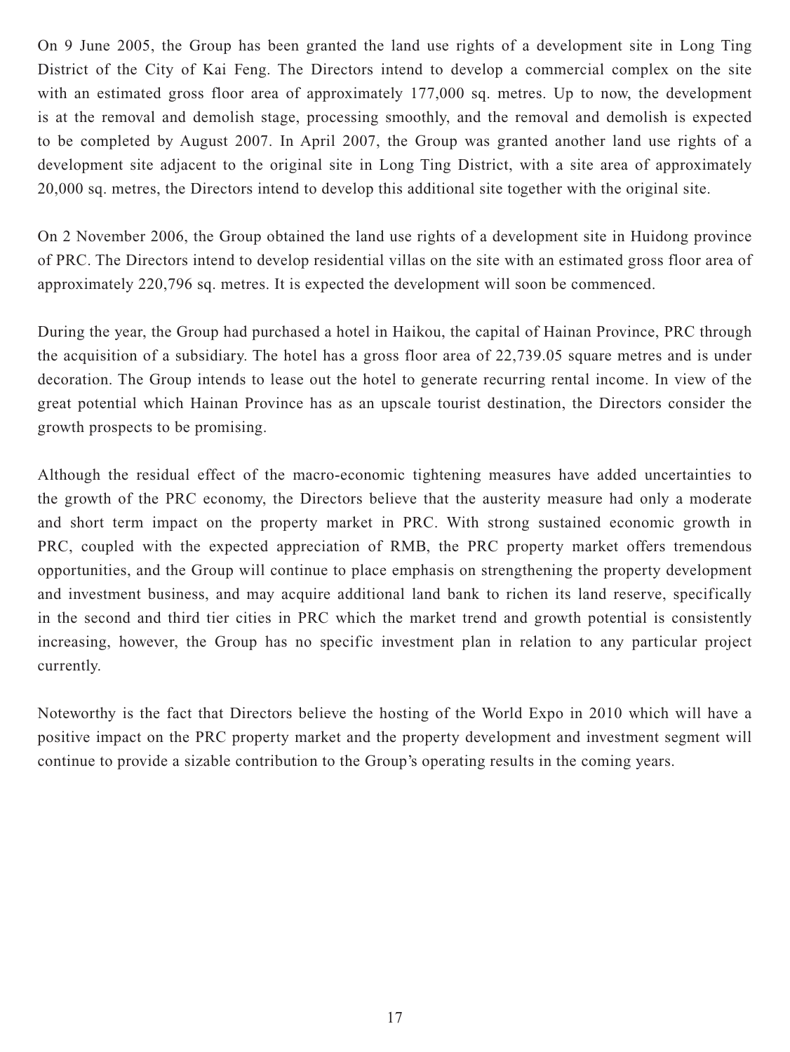On 9 June 2005, the Group has been granted the land use rights of a development site in Long Ting District of the City of Kai Feng. The Directors intend to develop a commercial complex on the site with an estimated gross floor area of approximately 177,000 sq. metres. Up to now, the development is at the removal and demolish stage, processing smoothly, and the removal and demolish is expected to be completed by August 2007. In April 2007, the Group was granted another land use rights of a development site adjacent to the original site in Long Ting District, with a site area of approximately 20,000 sq. metres, the Directors intend to develop this additional site together with the original site.

On 2 November 2006, the Group obtained the land use rights of a development site in Huidong province of PRC. The Directors intend to develop residential villas on the site with an estimated gross floor area of approximately 220,796 sq. metres. It is expected the development will soon be commenced.

During the year, the Group had purchased a hotel in Haikou, the capital of Hainan Province, PRC through the acquisition of a subsidiary. The hotel has a gross floor area of 22,739.05 square metres and is under decoration. The Group intends to lease out the hotel to generate recurring rental income. In view of the great potential which Hainan Province has as an upscale tourist destination, the Directors consider the growth prospects to be promising.

Although the residual effect of the macro-economic tightening measures have added uncertainties to the growth of the PRC economy, the Directors believe that the austerity measure had only a moderate and short term impact on the property market in PRC. With strong sustained economic growth in PRC, coupled with the expected appreciation of RMB, the PRC property market offers tremendous opportunities, and the Group will continue to place emphasis on strengthening the property development and investment business, and may acquire additional land bank to richen its land reserve, specifically in the second and third tier cities in PRC which the market trend and growth potential is consistently increasing, however, the Group has no specific investment plan in relation to any particular project currently.

Noteworthy is the fact that Directors believe the hosting of the World Expo in 2010 which will have a positive impact on the PRC property market and the property development and investment segment will continue to provide a sizable contribution to the Group's operating results in the coming years.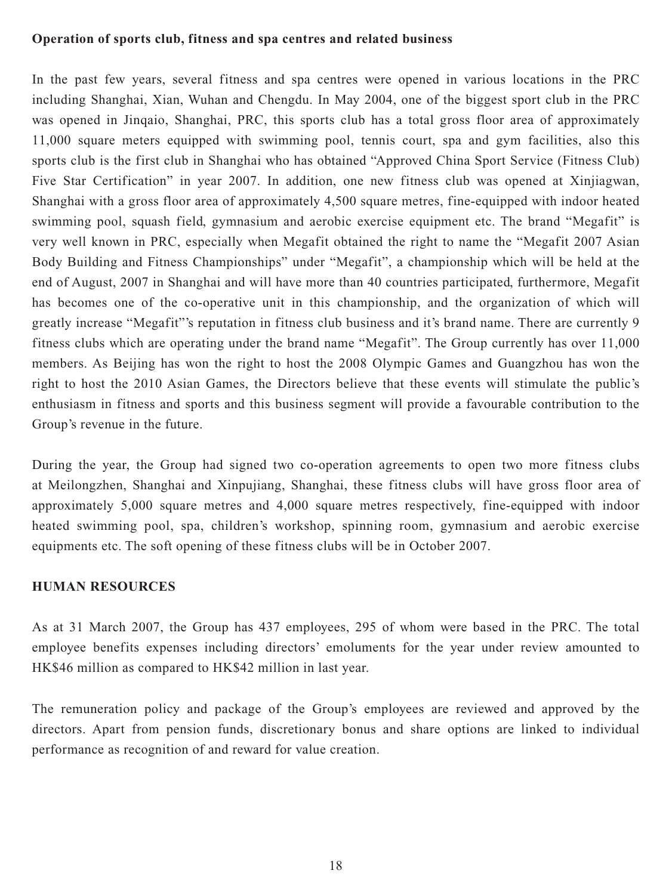**Operation of sports club, fitness and spa centres and related business**

In the past few years, several fitness and spa centres were opened in various locations in the PRC including Shanghai, Xian, Wuhan and Chengdu. In May 2004, one of the biggest sport club in the PRC was opened in Jinqaio, Shanghai, PRC, this sports club has a total gross floor area of approximately 11,000 square meters equipped with swimming pool, tennis court, spa and gym facilities, also this sports club is the first club in Shanghai who has obtained "Approved China Sport Service (Fitness Club) Five Star Certification" in year 2007. In addition, one new fitness club was opened at Xinjiagwan, Shanghai with a gross floor area of approximately 4,500 square metres, fine-equipped with indoor heated swimming pool, squash field, gymnasium and aerobic exercise equipment etc. The brand "Megafit" is very well known in PRC, especially when Megafit obtained the right to name the "Megafit 2007 Asian Body Building and Fitness Championships" under "Megafit", a championship which will be held at the end of August, 2007 in Shanghai and will have more than 40 countries participated, furthermore, Megafit has becomes one of the co-operative unit in this championship, and the organization of which will greatly increase "Megafit"'s reputation in fitness club business and it's brand name. There are currently 9 fitness clubs which are operating under the brand name "Megafit". The Group currently has over 11,000 members. As Beijing has won the right to host the 2008 Olympic Games and Guangzhou has won the right to host the 2010 Asian Games, the Directors believe that these events will stimulate the public's enthusiasm in fitness and sports and this business segment will provide a favourable contribution to the Group's revenue in the future.

During the year, the Group had signed two co-operation agreements to open two more fitness clubs at Meilongzhen, Shanghai and Xinpujiang, Shanghai, these fitness clubs will have gross floor area of approximately 5,000 square metres and 4,000 square metres respectively, fine-equipped with indoor heated swimming pool, spa, children's workshop, spinning room, gymnasium and aerobic exercise equipments etc. The soft opening of these fitness clubs will be in October 2007.

## HUMAN RESOURCES

As at 31 March 2007, the Group has 437 employees, 295 of whom were based in the PRC. The total employee benefits expenses including directors' emoluments for the year under review amounted to HK$46 million as compared to HK$42 million in last year.

The remuneration policy and package of the Group's employees are reviewed and approved by the directors. Apart from pension funds, discretionary bonus and share options are linked to individual performance as recognition of and reward for value creation.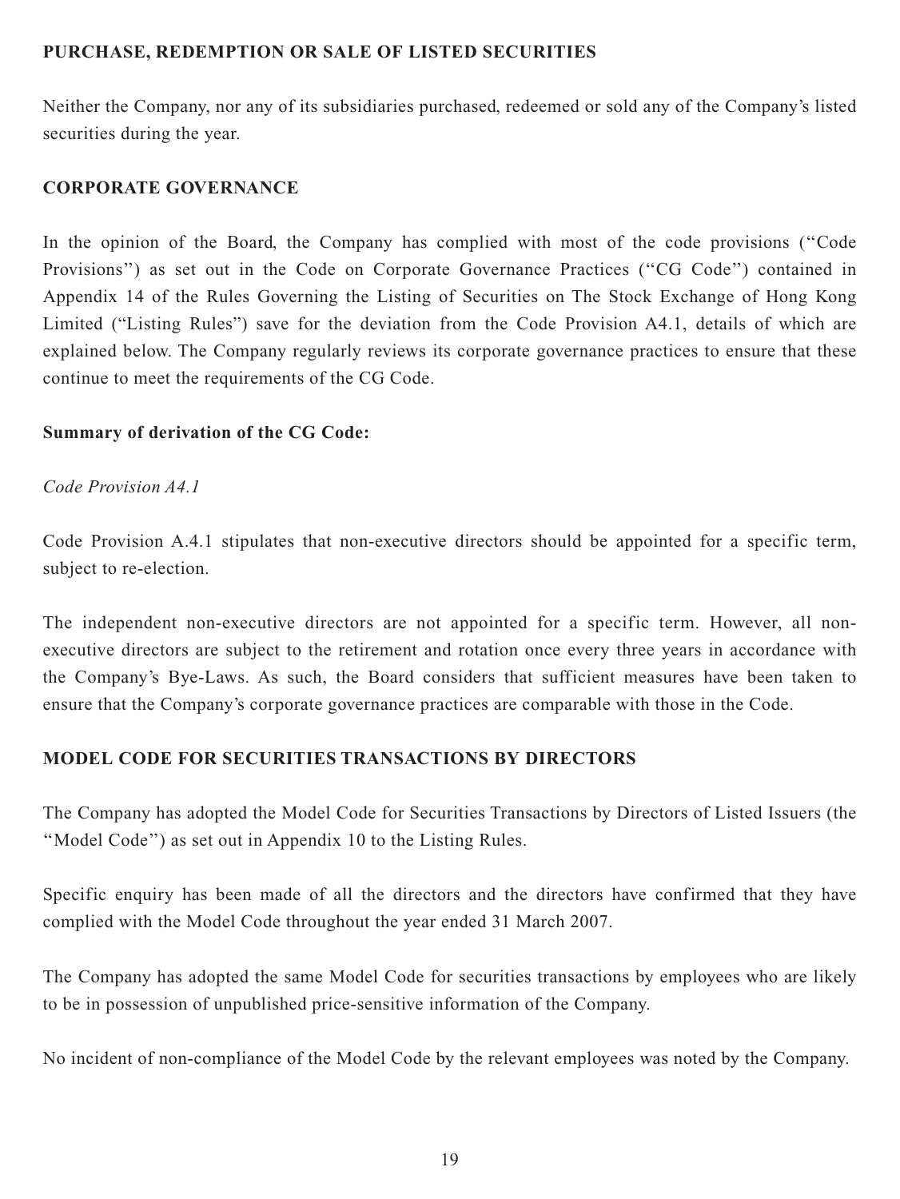## PURCHASE, REDEMPTION OR SALE OF LISTED SECURITIES

Neither the Company, nor any of its subsidiaries purchased, redeemed or sold any of the Company's listed securities during the year.

## CORPORATE GOVERNANCE

In the opinion of the Board, the Company has complied with most of the code provisions ("Code Provisions") as set out in the Code on Corporate Governance Practices ("CG Code") contained in Appendix 14 of the Rules Governing the Listing of Securities on The Stock Exchange of Hong Kong Limited ("Listing Rules") save for the deviation from the Code Provision A4.1, details of which are explained below. The Company regularly reviews its corporate governance practices to ensure that these continue to meet the requirements of the CG Code.

### Summary of derivation of the CG Code:

*Code Provision A4.1*

Code Provision A.4.1 stipulates that non-executive directors should be appointed for a specific term, subject to re-election.

The independent non-executive directors are not appointed for a specific term. However, all non-executive directors are subject to the retirement and rotation once every three years in accordance with the Company's Bye-Laws. As such, the Board considers that sufficient measures have been taken to ensure that the Company's corporate governance practices are comparable with those in the Code.

## MODEL CODE FOR SECURITIES TRANSACTIONS BY DIRECTORS

The Company has adopted the Model Code for Securities Transactions by Directors of Listed Issuers (the "Model Code") as set out in Appendix 10 to the Listing Rules.

Specific enquiry has been made of all the directors and the directors have confirmed that they have complied with the Model Code throughout the year ended 31 March 2007.

The Company has adopted the same Model Code for securities transactions by employees who are likely to be in possession of unpublished price-sensitive information of the Company.

No incident of non-compliance of the Model Code by the relevant employees was noted by the Company.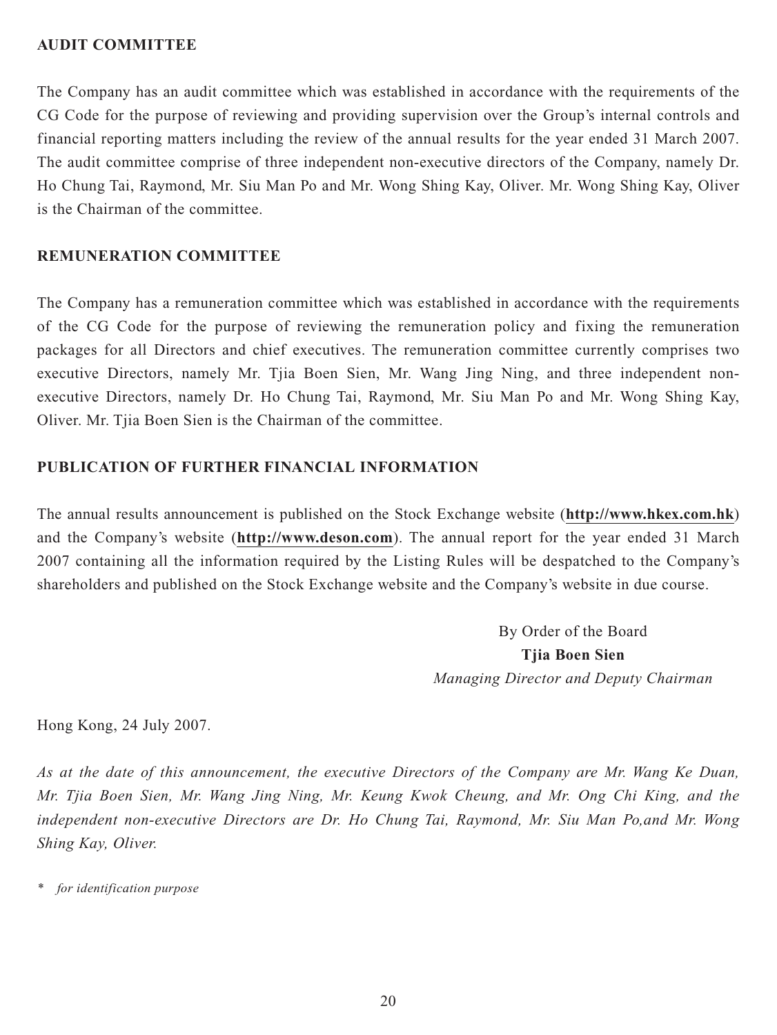**AUDIT COMMITTEE**

The Company has an audit committee which was established in accordance with the requirements of the CG Code for the purpose of reviewing and providing supervision over the Group's internal controls and financial reporting matters including the review of the annual results for the year ended 31 March 2007. The audit committee comprise of three independent non-executive directors of the Company, namely Dr. Ho Chung Tai, Raymond, Mr. Siu Man Po and Mr. Wong Shing Kay, Oliver. Mr. Wong Shing Kay, Oliver is the Chairman of the committee.

**REMUNERATION COMMITTEE**

The Company has a remuneration committee which was established in accordance with the requirements of the CG Code for the purpose of reviewing the remuneration policy and fixing the remuneration packages for all Directors and chief executives. The remuneration committee currently comprises two executive Directors, namely Mr. Tjia Boen Sien, Mr. Wang Jing Ning, and three independent non-executive Directors, namely Dr. Ho Chung Tai, Raymond, Mr. Siu Man Po and Mr. Wong Shing Kay, Oliver. Mr. Tjia Boen Sien is the Chairman of the committee.

**PUBLICATION OF FURTHER FINANCIAL INFORMATION**

The annual results announcement is published on the Stock Exchange website (**http://www.hkex.com.hk**) and the Company's website (**http://www.deson.com**). The annual report for the year ended 31 March 2007 containing all the information required by the Listing Rules will be despatched to the Company's shareholders and published on the Stock Exchange website and the Company's website in due course.

By Order of the Board
**Tjia Boen Sien**
*Managing Director and Deputy Chairman*

Hong Kong, 24 July 2007.

*As at the date of this announcement, the executive Directors of the Company are Mr. Wang Ke Duan, Mr. Tjia Boen Sien, Mr. Wang Jing Ning, Mr. Keung Kwok Cheung, and Mr. Ong Chi King, and the independent non-executive Directors are Dr. Ho Chung Tai, Raymond, Mr. Siu Man Po,and Mr. Wong Shing Kay, Oliver.*

\* *for identification purpose*